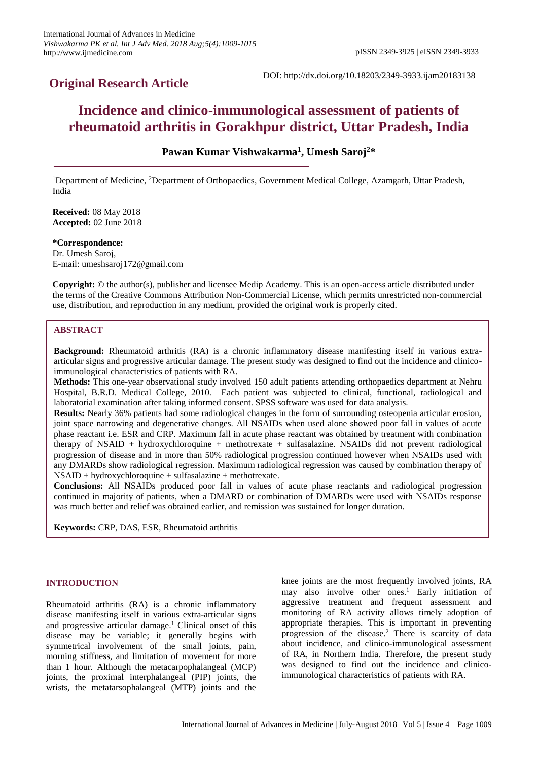## Original Research Article

DOI: http://dx.doi.org/10.18203/2349-3933.ijam20183138

# Incidence and clinico-immunological assessment of patients of rheumatoid arthritis in Gorakhpur district, Uttar Pradesh, India

**Pawan Kumar Vishwakarma[1], Umesh Saroj[2]***

[1]Department of Medicine, [2]Department of Orthopaedics, Government Medical College, Azamgarh, Uttar Pradesh, India

**Received:** 08 May 2018
**Accepted:** 02 June 2018

***Correspondence:**
Dr. Umesh Saroj,
E-mail: umeshsaroj172@gmail.com

**Copyright:** © the author(s), publisher and licensee Medip Academy. This is an open-access article distributed under the terms of the Creative Commons Attribution Non-Commercial License, which permits unrestricted non-commercial use, distribution, and reproduction in any medium, provided the original work is properly cited.

## ABSTRACT

**Background:** Rheumatoid arthritis (RA) is a chronic inflammatory disease manifesting itself in various extra-articular signs and progressive articular damage. The present study was designed to find out the incidence and clinico-immunological characteristics of patients with RA.

**Methods:** This one-year observational study involved 150 adult patients attending orthopaedics department at Nehru Hospital, B.R.D. Medical College, 2010. Each patient was subjected to clinical, functional, radiological and laboratorial examination after taking informed consent. SPSS software was used for data analysis.

**Results:** Nearly 36% patients had some radiological changes in the form of surrounding osteopenia articular erosion, joint space narrowing and degenerative changes. All NSAIDs when used alone showed poor fall in values of acute phase reactant i.e. ESR and CRP. Maximum fall in acute phase reactant was obtained by treatment with combination therapy of NSAID + hydroxychloroquine + methotrexate + sulfasalazine. NSAIDs did not prevent radiological progression of disease and in more than 50% radiological progression continued however when NSAIDs used with any DMARDs show radiological regression. Maximum radiological regression was caused by combination therapy of NSAID + hydroxychloroquine + sulfasalazine + methotrexate.

**Conclusions:** All NSAIDs produced poor fall in values of acute phase reactants and radiological progression continued in majority of patients, when a DMARD or combination of DMARDs were used with NSAIDs response was much better and relief was obtained earlier, and remission was sustained for longer duration.

**Keywords:** CRP, DAS, ESR, Rheumatoid arthritis

## INTRODUCTION

Rheumatoid arthritis (RA) is a chronic inflammatory disease manifesting itself in various extra-articular signs and progressive articular damage.[1] Clinical onset of this disease may be variable; it generally begins with symmetrical involvement of the small joints, pain, morning stiffness, and limitation of movement for more than 1 hour. Although the metacarpophalangeal (MCP) joints, the proximal interphalangeal (PIP) joints, the wrists, the metatarsophalangeal (MTP) joints and the knee joints are the most frequently involved joints, RA may also involve other ones.[1] Early initiation of aggressive treatment and frequent assessment and monitoring of RA activity allows timely adoption of appropriate therapies. This is important in preventing progression of the disease.[2] There is scarcity of data about incidence, and clinico-immunological assessment of RA, in Northern India. Therefore, the present study was designed to find out the incidence and clinico-immunological characteristics of patients with RA.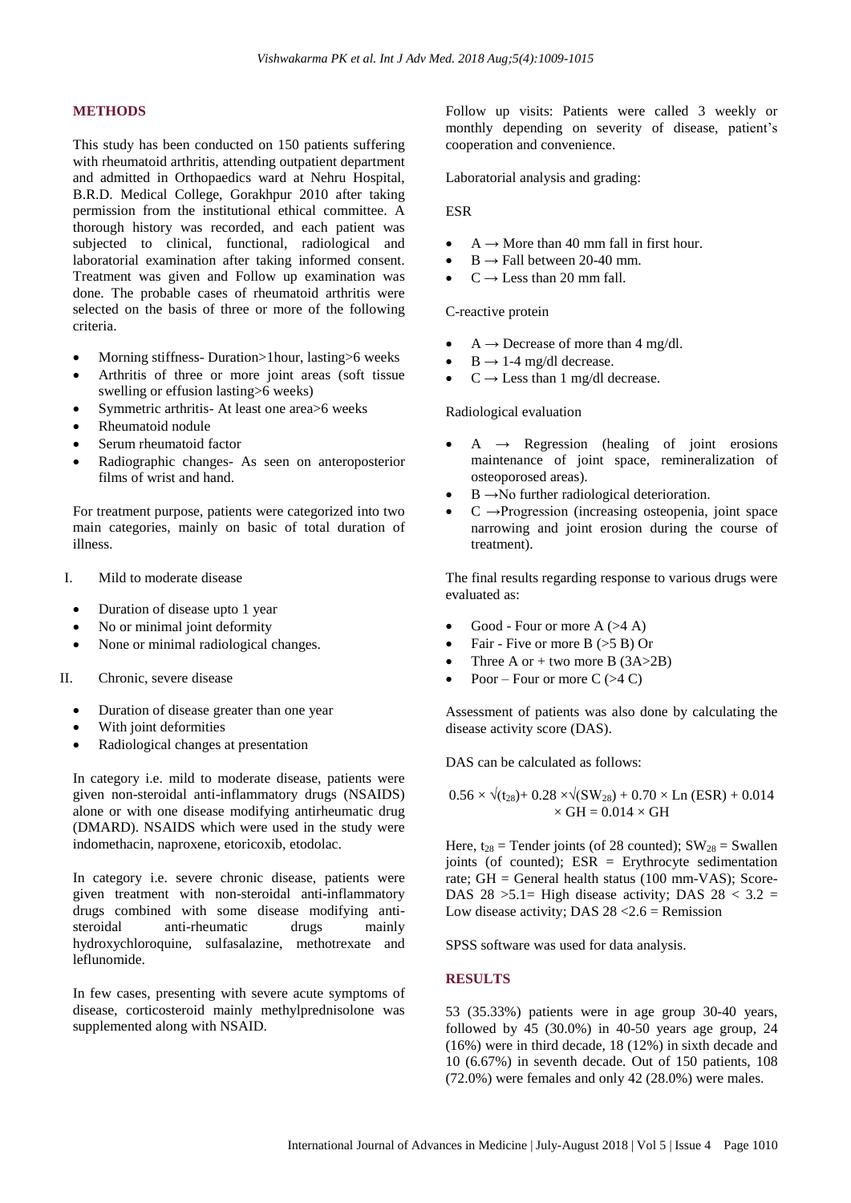## METHODS

This study has been conducted on 150 patients suffering with rheumatoid arthritis, attending outpatient department and admitted in Orthopaedics ward at Nehru Hospital, B.R.D. Medical College, Gorakhpur 2010 after taking permission from the institutional ethical committee. A thorough history was recorded, and each patient was subjected to clinical, functional, radiological and laboratorial examination after taking informed consent. Treatment was given and Follow up examination was done. The probable cases of rheumatoid arthritis were selected on the basis of three or more of the following criteria.

- Morning stiffness- Duration>1hour, lasting>6 weeks
- Arthritis of three or more joint areas (soft tissue swelling or effusion lasting>6 weeks)
- Symmetric arthritis- At least one area>6 weeks
- Rheumatoid nodule
- Serum rheumatoid factor
- Radiographic changes- As seen on anteroposterior films of wrist and hand.

For treatment purpose, patients were categorized into two main categories, mainly on basic of total duration of illness.

I. Mild to moderate disease

- Duration of disease upto 1 year
- No or minimal joint deformity
- None or minimal radiological changes.

II. Chronic, severe disease

- Duration of disease greater than one year
- With joint deformities
- Radiological changes at presentation

In category i.e. mild to moderate disease, patients were given non-steroidal anti-inflammatory drugs (NSAIDS) alone or with one disease modifying antirheumatic drug (DMARD). NSAIDS which were used in the study were indomethacin, naproxene, etoricoxib, etodolac.

In category i.e. severe chronic disease, patients were given treatment with non-steroidal anti-inflammatory drugs combined with some disease modifying anti-steroidal anti-rheumatic drugs mainly hydroxychloroquine, sulfasalazine, methotrexate and leflunomide.

In few cases, presenting with severe acute symptoms of disease, corticosteroid mainly methylprednisolone was supplemented along with NSAID.

Follow up visits: Patients were called 3 weekly or monthly depending on severity of disease, patient's cooperation and convenience.

Laboratorial analysis and grading:

ESR

- A → More than 40 mm fall in first hour.
- B → Fall between 20-40 mm.
- C → Less than 20 mm fall.

C-reactive protein

- A → Decrease of more than 4 mg/dl.
- B → 1-4 mg/dl decrease.
- C → Less than 1 mg/dl decrease.

Radiological evaluation

- A → Regression (healing of joint erosions maintenance of joint space, remineralization of osteoporosed areas).
- B →No further radiological deterioration.
- C →Progression (increasing osteopenia, joint space narrowing and joint erosion during the course of treatment).

The final results regarding response to various drugs were evaluated as:

- Good - Four or more A (>4 A)
- Fair - Five or more B (>5 B) Or
- Three A or + two more B (3A>2B)
- Poor – Four or more C (>4 C)

Assessment of patients was also done by calculating the disease activity score (DAS).

DAS can be calculated as follows:

$$0.56 \times \sqrt{(t_{28})} + 0.28 \times \sqrt{(SW_{28})} + 0.70 \times \text{Ln}(\text{ESR}) + 0.014 \times \text{GH} = 0.014 \times \text{GH}$$

Here, $t_{28}$ = Tender joints (of 28 counted); $SW_{28}$ = Swallen joints (of counted); ESR = Erythrocyte sedimentation rate; GH = General health status (100 mm-VAS); Score-DAS 28 >5.1= High disease activity; DAS 28 < 3.2 = Low disease activity; DAS 28 <2.6 = Remission

SPSS software was used for data analysis.

## RESULTS

53 (35.33%) patients were in age group 30-40 years, followed by 45 (30.0%) in 40-50 years age group, 24 (16%) were in third decade, 18 (12%) in sixth decade and 10 (6.67%) in seventh decade. Out of 150 patients, 108 (72.0%) were females and only 42 (28.0%) were males.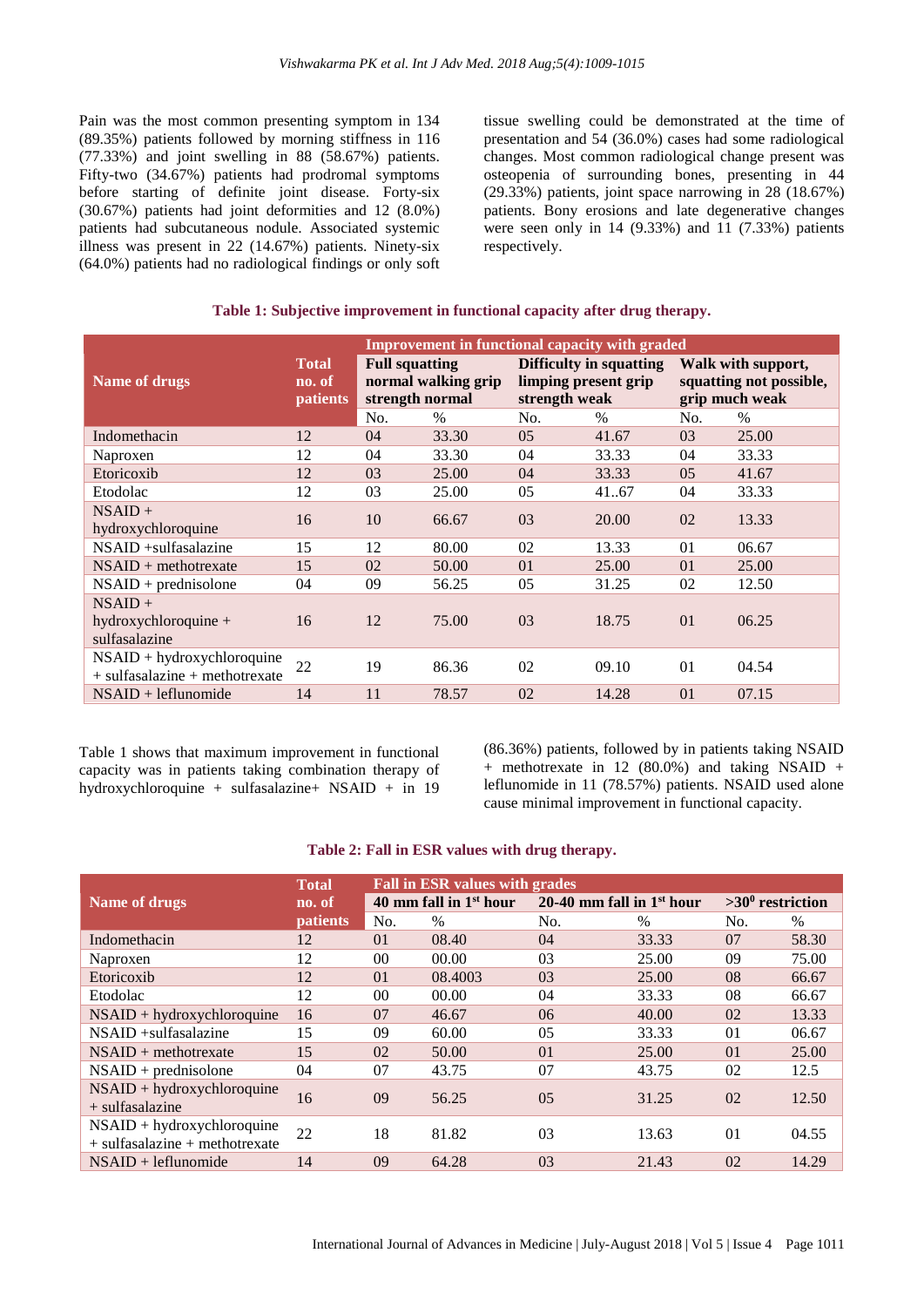Pain was the most common presenting symptom in 134 (89.35%) patients followed by morning stiffness in 116 (77.33%) and joint swelling in 88 (58.67%) patients. Fifty-two (34.67%) patients had prodromal symptoms before starting of definite joint disease. Forty-six (30.67%) patients had joint deformities and 12 (8.0%) patients had subcutaneous nodule. Associated systemic illness was present in 22 (14.67%) patients. Ninety-six (64.0%) patients had no radiological findings or only soft tissue swelling could be demonstrated at the time of presentation and 54 (36.0%) cases had some radiological changes. Most common radiological change present was osteopenia of surrounding bones, presenting in 44 (29.33%) patients, joint space narrowing in 28 (18.67%) patients. Bony erosions and late degenerative changes were seen only in 14 (9.33%) and 11 (7.33%) patients respectively.

**Table 1: Subjective improvement in functional capacity after drug therapy.**

| Name of drugs | Total no. of patients | Improvement in functional capacity with graded | | | | | |
|---|---|---|---|---|---|---|---|
| | | Full squatting normal walking grip strength normal | | Difficulty in squatting limping present grip strength weak | | Walk with support, squatting not possible, grip much weak | |
| | | No. | % | No. | % | No. | % |
| Indomethacin | 12 | 04 | 33.30 | 05 | 41.67 | 03 | 25.00 |
| Naproxen | 12 | 04 | 33.30 | 04 | 33.33 | 04 | 33.33 |
| Etoricoxib | 12 | 03 | 25.00 | 04 | 33.33 | 05 | 41.67 |
| Etodolac | 12 | 03 | 25.00 | 05 | 41..67 | 04 | 33.33 |
| NSAID + hydroxychloroquine | 16 | 10 | 66.67 | 03 | 20.00 | 02 | 13.33 |
| NSAID +sulfasalazine | 15 | 12 | 80.00 | 02 | 13.33 | 01 | 06.67 |
| NSAID + methotrexate | 15 | 02 | 50.00 | 01 | 25.00 | 01 | 25.00 |
| NSAID + prednisolone | 04 | 09 | 56.25 | 05 | 31.25 | 02 | 12.50 |
| NSAID + hydroxychloroquine + sulfasalazine | 16 | 12 | 75.00 | 03 | 18.75 | 01 | 06.25 |
| NSAID + hydroxychloroquine + sulfasalazine + methotrexate | 22 | 19 | 86.36 | 02 | 09.10 | 01 | 04.54 |
| NSAID + leflunomide | 14 | 11 | 78.57 | 02 | 14.28 | 01 | 07.15 |

Table 1 shows that maximum improvement in functional capacity was in patients taking combination therapy of hydroxychloroquine + sulfasalazine+ NSAID + in 19 (86.36%) patients, followed by in patients taking NSAID + methotrexate in 12 (80.0%) and taking NSAID + leflunomide in 11 (78.57%) patients. NSAID used alone cause minimal improvement in functional capacity.

**Table 2: Fall in ESR values with drug therapy.**

| Name of drugs | Total no. of patients | Fall in ESR values with grades | | | | | |
|---|---|---|---|---|---|---|---|
| | | 40 mm fall in 1st hour | | 20-40 mm fall in 1st hour | | >30⁰ restriction | |
| | | No. | % | No. | % | No. | % |
| Indomethacin | 12 | 01 | 08.40 | 04 | 33.33 | 07 | 58.30 |
| Naproxen | 12 | 00 | 00.00 | 03 | 25.00 | 09 | 75.00 |
| Etoricoxib | 12 | 01 | 08.4003 | 03 | 25.00 | 08 | 66.67 |
| Etodolac | 12 | 00 | 00.00 | 04 | 33.33 | 08 | 66.67 |
| NSAID + hydroxychloroquine | 16 | 07 | 46.67 | 06 | 40.00 | 02 | 13.33 |
| NSAID +sulfasalazine | 15 | 09 | 60.00 | 05 | 33.33 | 01 | 06.67 |
| NSAID + methotrexate | 15 | 02 | 50.00 | 01 | 25.00 | 01 | 25.00 |
| NSAID + prednisolone | 04 | 07 | 43.75 | 07 | 43.75 | 02 | 12.5 |
| NSAID + hydroxychloroquine + sulfasalazine | 16 | 09 | 56.25 | 05 | 31.25 | 02 | 12.50 |
| NSAID + hydroxychloroquine + sulfasalazine + methotrexate | 22 | 18 | 81.82 | 03 | 13.63 | 01 | 04.55 |
| NSAID + leflunomide | 14 | 09 | 64.28 | 03 | 21.43 | 02 | 14.29 |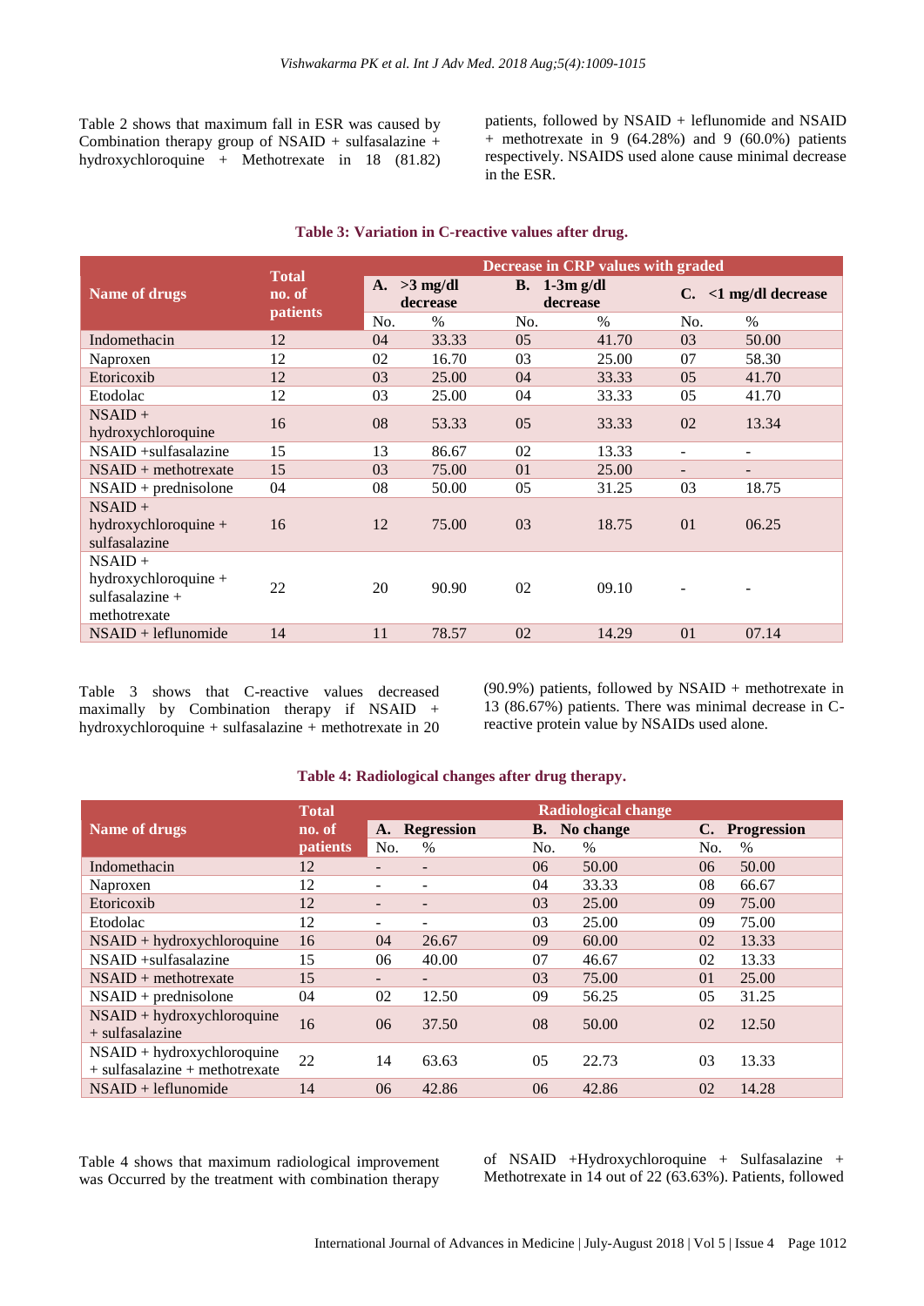Table 2 shows that maximum fall in ESR was caused by Combination therapy group of NSAID + sulfasalazine + hydroxychloroquine + Methotrexate in 18 (81.82) patients, followed by NSAID + leflunomide and NSAID + methotrexate in 9 (64.28%) and 9 (60.0%) patients respectively. NSAIDS used alone cause minimal decrease in the ESR.

**Table 3: Variation in C-reactive values after drug.**

| Name of drugs | Total no. of patients | Decrease in CRP values with graded | | | | | |
|---|---|---|---|---|---|---|---|
| | | A. >3 mg/dl decrease | | B. 1-3m g/dl decrease | | C. <1 mg/dl decrease | |
| | | No. | % | No. | % | No. | % |
| Indomethacin | 12 | 04 | 33.33 | 05 | 41.70 | 03 | 50.00 |
| Naproxen | 12 | 02 | 16.70 | 03 | 25.00 | 07 | 58.30 |
| Etoricoxib | 12 | 03 | 25.00 | 04 | 33.33 | 05 | 41.70 |
| Etodolac | 12 | 03 | 25.00 | 04 | 33.33 | 05 | 41.70 |
| NSAID + hydroxychloroquine | 16 | 08 | 53.33 | 05 | 33.33 | 02 | 13.34 |
| NSAID +sulfasalazine | 15 | 13 | 86.67 | 02 | 13.33 | - | - |
| NSAID + methotrexate | 15 | 03 | 75.00 | 01 | 25.00 | - | - |
| NSAID + prednisolone | 04 | 08 | 50.00 | 05 | 31.25 | 03 | 18.75 |
| NSAID + hydroxychloroquine + sulfasalazine | 16 | 12 | 75.00 | 03 | 18.75 | 01 | 06.25 |
| NSAID + hydroxychloroquine + sulfasalazine + methotrexate | 22 | 20 | 90.90 | 02 | 09.10 | - | - |
| NSAID + leflunomide | 14 | 11 | 78.57 | 02 | 14.29 | 01 | 07.14 |

Table 3 shows that C-reactive values decreased maximally by Combination therapy if NSAID + hydroxychloroquine + sulfasalazine + methotrexate in 20 (90.9%) patients, followed by NSAID + methotrexate in 13 (86.67%) patients. There was minimal decrease in C-reactive protein value by NSAIDs used alone.

**Table 4: Radiological changes after drug therapy.**

| Name of drugs | Total no. of patients | Radiological change | | | | | |
|---|---|---|---|---|---|---|---|
| | | A. Regression | | B. No change | | C. Progression | |
| | | No. | % | No. | % | No. | % |
| Indomethacin | 12 | - | - | 06 | 50.00 | 06 | 50.00 |
| Naproxen | 12 | - | - | 04 | 33.33 | 08 | 66.67 |
| Etoricoxib | 12 | - | - | 03 | 25.00 | 09 | 75.00 |
| Etodolac | 12 | - | - | 03 | 25.00 | 09 | 75.00 |
| NSAID + hydroxychloroquine | 16 | 04 | 26.67 | 09 | 60.00 | 02 | 13.33 |
| NSAID +sulfasalazine | 15 | 06 | 40.00 | 07 | 46.67 | 02 | 13.33 |
| NSAID + methotrexate | 15 | - | - | 03 | 75.00 | 01 | 25.00 |
| NSAID + prednisolone | 04 | 02 | 12.50 | 09 | 56.25 | 05 | 31.25 |
| NSAID + hydroxychloroquine + sulfasalazine | 16 | 06 | 37.50 | 08 | 50.00 | 02 | 12.50 |
| NSAID + hydroxychloroquine + sulfasalazine + methotrexate | 22 | 14 | 63.63 | 05 | 22.73 | 03 | 13.33 |
| NSAID + leflunomide | 14 | 06 | 42.86 | 06 | 42.86 | 02 | 14.28 |

Table 4 shows that maximum radiological improvement was Occurred by the treatment with combination therapy of NSAID +Hydroxychloroquine + Sulfasalazine + Methotrexate in 14 out of 22 (63.63%). Patients, followed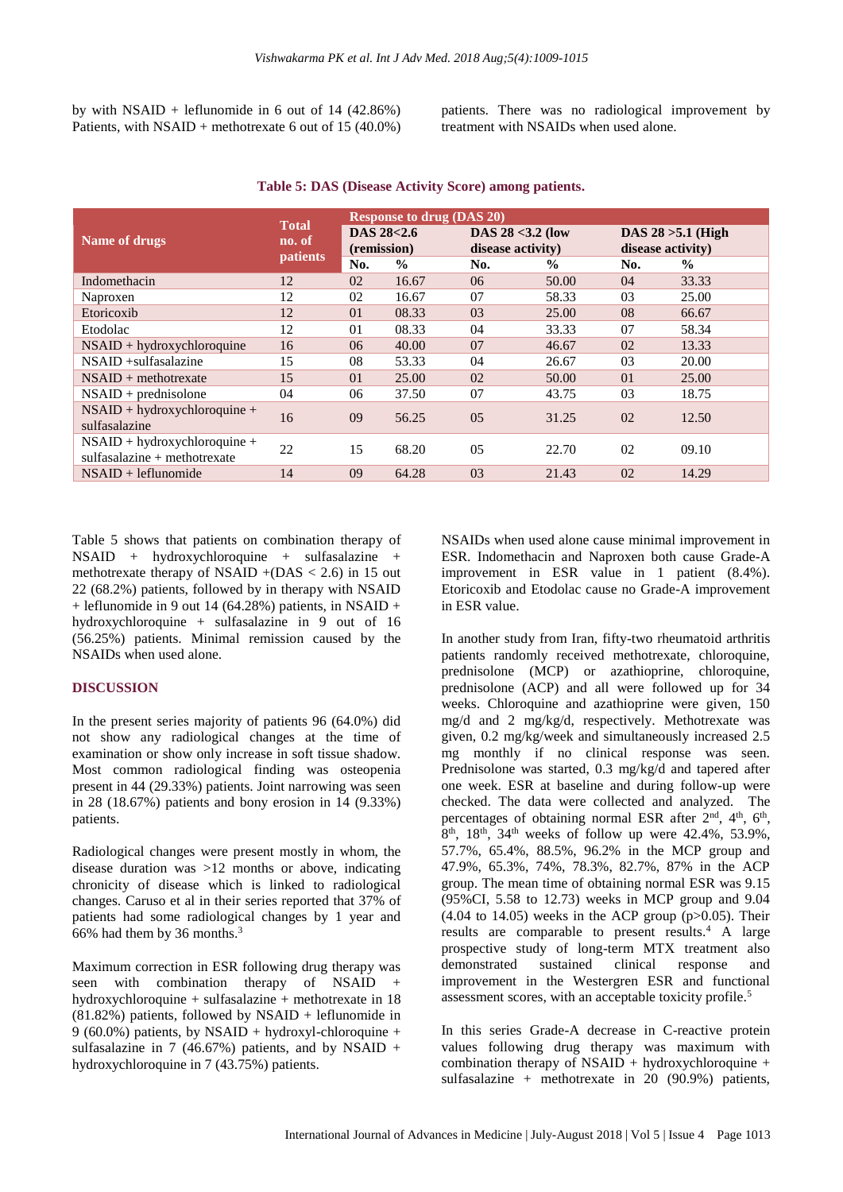by with NSAID + leflunomide in 6 out of 14 (42.86%) Patients, with NSAID + methotrexate 6 out of 15 (40.0%) patients. There was no radiological improvement by treatment with NSAIDs when used alone.

**Table 5: DAS (Disease Activity Score) among patients.**

| Name of drugs | Total no. of patients | Response to drug (DAS 20) | | | | | |
|---|---|---|---|---|---|---|---|
| | | DAS 28<2.6 (remission) | | DAS 28 <3.2 (low disease activity) | | DAS 28 >5.1 (High disease activity) | |
| | | No. | % | No. | % | No. | % |
| Indomethacin | 12 | 02 | 16.67 | 06 | 50.00 | 04 | 33.33 |
| Naproxen | 12 | 02 | 16.67 | 07 | 58.33 | 03 | 25.00 |
| Etoricoxib | 12 | 01 | 08.33 | 03 | 25.00 | 08 | 66.67 |
| Etodolac | 12 | 01 | 08.33 | 04 | 33.33 | 07 | 58.34 |
| NSAID + hydroxychloroquine | 16 | 06 | 40.00 | 07 | 46.67 | 02 | 13.33 |
| NSAID +sulfasalazine | 15 | 08 | 53.33 | 04 | 26.67 | 03 | 20.00 |
| NSAID + methotrexate | 15 | 01 | 25.00 | 02 | 50.00 | 01 | 25.00 |
| NSAID + prednisolone | 04 | 06 | 37.50 | 07 | 43.75 | 03 | 18.75 |
| NSAID + hydroxychloroquine + sulfasalazine | 16 | 09 | 56.25 | 05 | 31.25 | 02 | 12.50 |
| NSAID + hydroxychloroquine + sulfasalazine + methotrexate | 22 | 15 | 68.20 | 05 | 22.70 | 02 | 09.10 |
| NSAID + leflunomide | 14 | 09 | 64.28 | 03 | 21.43 | 02 | 14.29 |

Table 5 shows that patients on combination therapy of NSAID + hydroxychloroquine + sulfasalazine + methotrexate therapy of NSAID +(DAS < 2.6) in 15 out 22 (68.2%) patients, followed by in therapy with NSAID + leflunomide in 9 out 14 (64.28%) patients, in NSAID + hydroxychloroquine + sulfasalazine in 9 out of 16 (56.25%) patients. Minimal remission caused by the NSAIDs when used alone.

## DISCUSSION

In the present series majority of patients 96 (64.0%) did not show any radiological changes at the time of examination or show only increase in soft tissue shadow. Most common radiological finding was osteopenia present in 44 (29.33%) patients. Joint narrowing was seen in 28 (18.67%) patients and bony erosion in 14 (9.33%) patients.

Radiological changes were present mostly in whom, the disease duration was >12 months or above, indicating chronicity of disease which is linked to radiological changes. Caruso et al in their series reported that 37% of patients had some radiological changes by 1 year and 66% had them by 36 months.[3]

Maximum correction in ESR following drug therapy was seen with combination therapy of NSAID + hydroxychloroquine + sulfasalazine + methotrexate in 18 (81.82%) patients, followed by NSAID + leflunomide in 9 (60.0%) patients, by NSAID + hydroxyl-chloroquine + sulfasalazine in 7 (46.67%) patients, and by NSAID + hydroxychloroquine in 7 (43.75%) patients.

NSAIDs when used alone cause minimal improvement in ESR. Indomethacin and Naproxen both cause Grade-A improvement in ESR value in 1 patient (8.4%). Etoricoxib and Etodolac cause no Grade-A improvement in ESR value.

In another study from Iran, fifty-two rheumatoid arthritis patients randomly received methotrexate, chloroquine, prednisolone (MCP) or azathioprine, chloroquine, prednisolone (ACP) and all were followed up for 34 weeks. Chloroquine and azathioprine were given, 150 mg/d and 2 mg/kg/d, respectively. Methotrexate was given, 0.2 mg/kg/week and simultaneously increased 2.5 mg monthly if no clinical response was seen. Prednisolone was started, 0.3 mg/kg/d and tapered after one week. ESR at baseline and during follow-up were checked. The data were collected and analyzed. The percentages of obtaining normal ESR after 2nd, 4th, 6th, 8th, 18th, 34th weeks of follow up were 42.4%, 53.9%, 57.7%, 65.4%, 88.5%, 96.2% in the MCP group and 47.9%, 65.3%, 74%, 78.3%, 82.7%, 87% in the ACP group. The mean time of obtaining normal ESR was 9.15 (95%CI, 5.58 to 12.73) weeks in MCP group and 9.04 (4.04 to 14.05) weeks in the ACP group (p>0.05). Their results are comparable to present results.[4] A large prospective study of long-term MTX treatment also demonstrated sustained clinical response and improvement in the Westergren ESR and functional assessment scores, with an acceptable toxicity profile.[5]

In this series Grade-A decrease in C-reactive protein values following drug therapy was maximum with combination therapy of NSAID + hydroxychloroquine + sulfasalazine + methotrexate in 20 (90.9%) patients,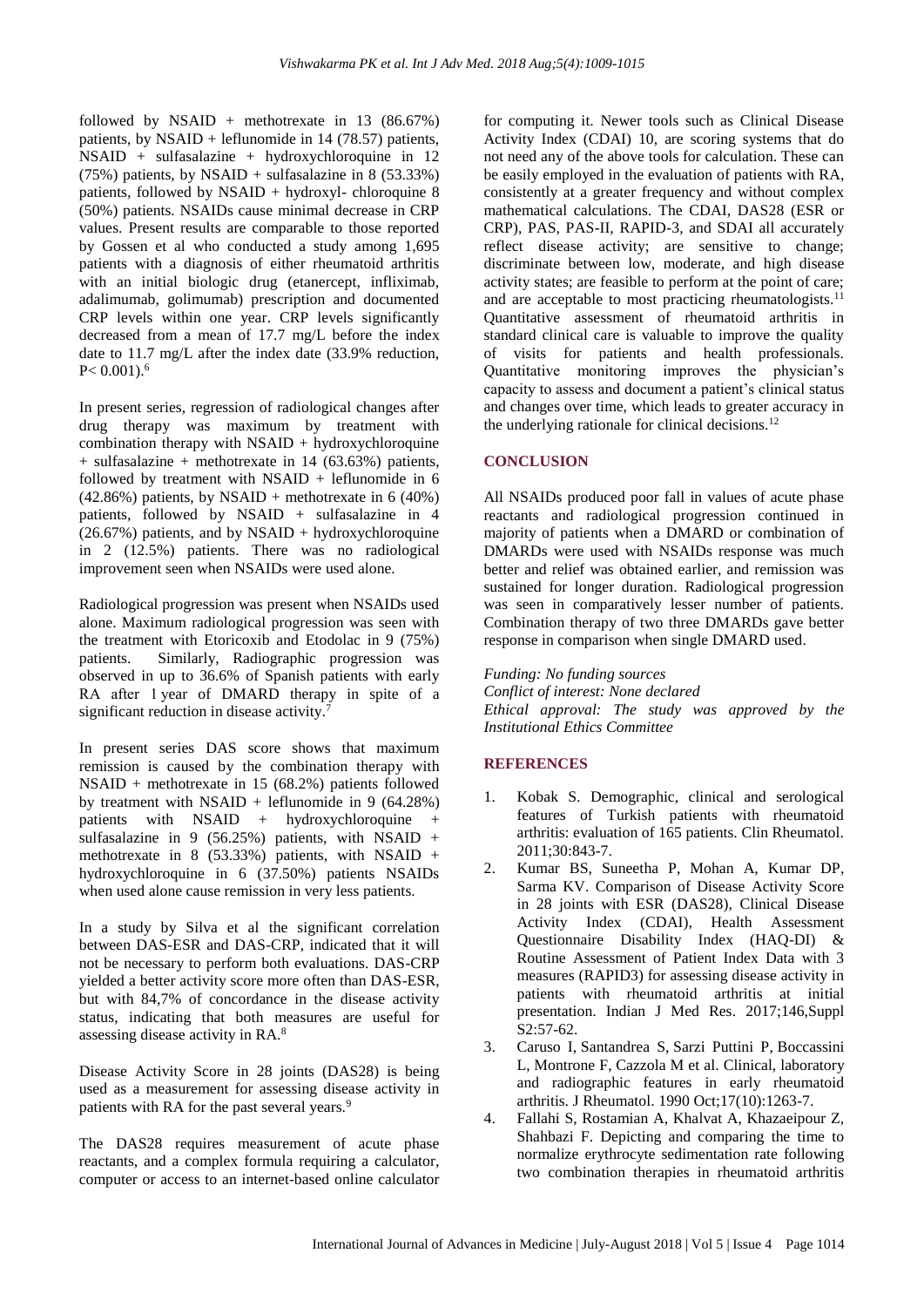followed by NSAID + methotrexate in 13 (86.67%) patients, by NSAID + leflunomide in 14 (78.57) patients, NSAID + sulfasalazine + hydroxychloroquine in 12 (75%) patients, by NSAID + sulfasalazine in 8 (53.33%) patients, followed by NSAID + hydroxyl- chloroquine 8 (50%) patients. NSAIDs cause minimal decrease in CRP values. Present results are comparable to those reported by Gossen et al who conducted a study among 1,695 patients with a diagnosis of either rheumatoid arthritis with an initial biologic drug (etanercept, infliximab, adalimumab, golimumab) prescription and documented CRP levels within one year. CRP levels significantly decreased from a mean of 17.7 mg/L before the index date to 11.7 mg/L after the index date (33.9% reduction, P< 0.001).[6]

In present series, regression of radiological changes after drug therapy was maximum by treatment with combination therapy with NSAID + hydroxychloroquine + sulfasalazine + methotrexate in 14 (63.63%) patients, followed by treatment with NSAID + leflunomide in 6 (42.86%) patients, by NSAID + methotrexate in 6 (40%) patients, followed by NSAID + sulfasalazine in 4 (26.67%) patients, and by NSAID + hydroxychloroquine in 2 (12.5%) patients. There was no radiological improvement seen when NSAIDs were used alone.

Radiological progression was present when NSAIDs used alone. Maximum radiological progression was seen with the treatment with Etoricoxib and Etodolac in 9 (75%) patients. Similarly, Radiographic progression was observed in up to 36.6% of Spanish patients with early RA after 1 year of DMARD therapy in spite of a significant reduction in disease activity.[7]

In present series DAS score shows that maximum remission is caused by the combination therapy with NSAID + methotrexate in 15 (68.2%) patients followed by treatment with NSAID + leflunomide in 9 (64.28%) patients with NSAID + hydroxychloroquine + sulfasalazine in 9 (56.25%) patients, with NSAID + methotrexate in 8 (53.33%) patients, with NSAID + hydroxychloroquine in 6 (37.50%) patients NSAIDs when used alone cause remission in very less patients.

In a study by Silva et al the significant correlation between DAS-ESR and DAS-CRP, indicated that it will not be necessary to perform both evaluations. DAS-CRP yielded a better activity score more often than DAS-ESR, but with 84,7% of concordance in the disease activity status, indicating that both measures are useful for assessing disease activity in RA.[8]

Disease Activity Score in 28 joints (DAS28) is being used as a measurement for assessing disease activity in patients with RA for the past several years.[9]

The DAS28 requires measurement of acute phase reactants, and a complex formula requiring a calculator, computer or access to an internet-based online calculator for computing it. Newer tools such as Clinical Disease Activity Index (CDAI) 10, are scoring systems that do not need any of the above tools for calculation. These can be easily employed in the evaluation of patients with RA, consistently at a greater frequency and without complex mathematical calculations. The CDAI, DAS28 (ESR or CRP), PAS, PAS-II, RAPID-3, and SDAI all accurately reflect disease activity; are sensitive to change; discriminate between low, moderate, and high disease activity states; are feasible to perform at the point of care; and are acceptable to most practicing rheumatologists.[11] Quantitative assessment of rheumatoid arthritis in standard clinical care is valuable to improve the quality of visits for patients and health professionals. Quantitative monitoring improves the physician's capacity to assess and document a patient's clinical status and changes over time, which leads to greater accuracy in the underlying rationale for clinical decisions.[12]

## CONCLUSION

All NSAIDs produced poor fall in values of acute phase reactants and radiological progression continued in majority of patients when a DMARD or combination of DMARDs were used with NSAIDs response was much better and relief was obtained earlier, and remission was sustained for longer duration. Radiological progression was seen in comparatively lesser number of patients. Combination therapy of two three DMARDs gave better response in comparison when single DMARD used.

*Funding: No funding sources*
*Conflict of interest: None declared*
*Ethical approval: The study was approved by the Institutional Ethics Committee*

## REFERENCES

1. Kobak S. Demographic, clinical and serological features of Turkish patients with rheumatoid arthritis: evaluation of 165 patients. Clin Rheumatol. 2011;30:843-7.
2. Kumar BS, Suneetha P, Mohan A, Kumar DP, Sarma KV. Comparison of Disease Activity Score in 28 joints with ESR (DAS28), Clinical Disease Activity Index (CDAI), Health Assessment Questionnaire Disability Index (HAQ-DI) & Routine Assessment of Patient Index Data with 3 measures (RAPID3) for assessing disease activity in patients with rheumatoid arthritis at initial presentation. Indian J Med Res. 2017;146,Suppl S2:57-62.
3. Caruso I, Santandrea S, Sarzi Puttini P, Boccassini L, Montrone F, Cazzola M et al. Clinical, laboratory and radiographic features in early rheumatoid arthritis. J Rheumatol. 1990 Oct;17(10):1263-7.
4. Fallahi S, Rostamian A, Khalvat A, Khazaeipour Z, Shahbazi F. Depicting and comparing the time to normalize erythrocyte sedimentation rate following two combination therapies in rheumatoid arthritis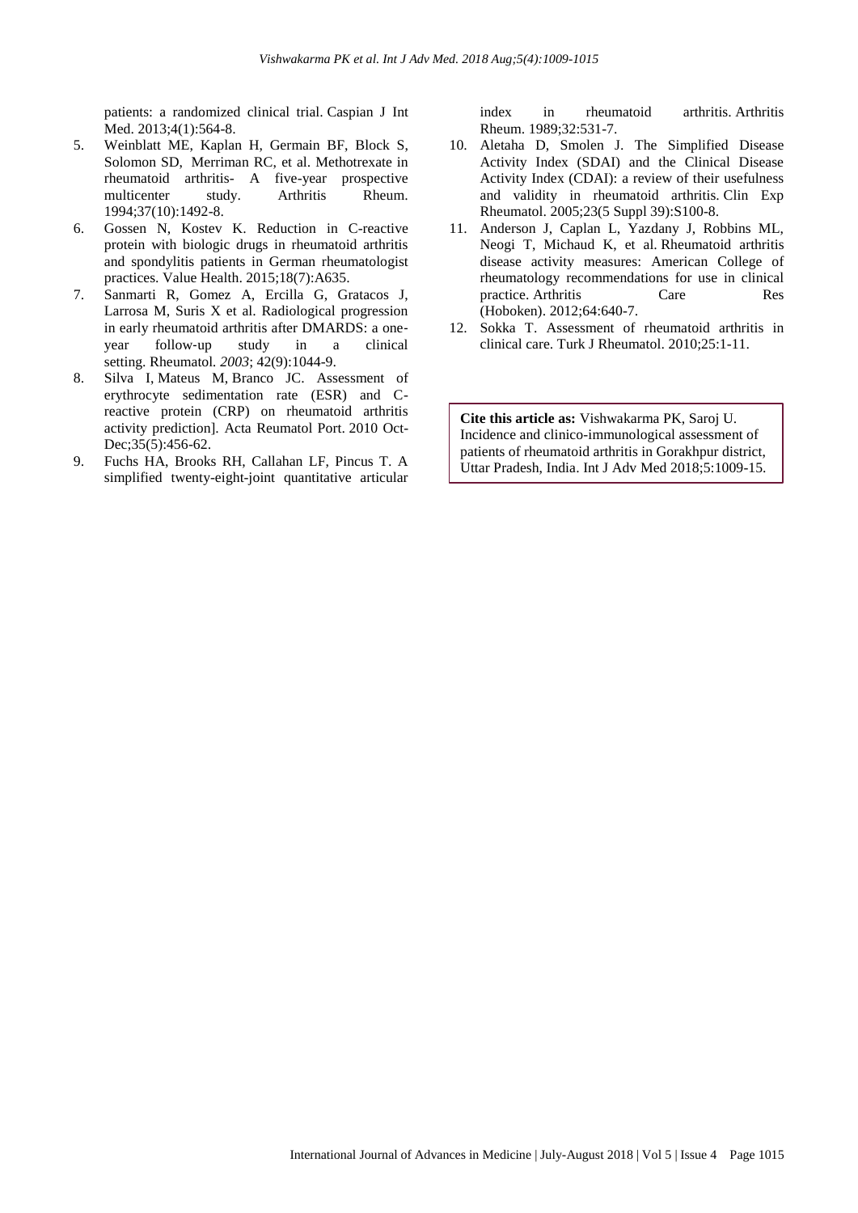patients: a randomized clinical trial. Caspian J Int Med. 2013;4(1):564-8.

5. Weinblatt ME, Kaplan H, Germain BF, Block S, Solomon SD, Merriman RC, et al. Methotrexate in rheumatoid arthritis- A five-year prospective multicenter study. Arthritis Rheum. 1994;37(10):1492-8.
6. Gossen N, Kostev K. Reduction in C-reactive protein with biologic drugs in rheumatoid arthritis and spondylitis patients in German rheumatologist practices. Value Health. 2015;18(7):A635.
7. Sanmarti R, Gomez A, Ercilla G, Gratacos J, Larrosa M, Suris X et al. Radiological progression in early rheumatoid arthritis after DMARDS: a one-year follow-up study in a clinical setting. Rheumatol. *2003*; 42(9):1044-9.
8. Silva I, Mateus M, Branco JC. Assessment of erythrocyte sedimentation rate (ESR) and C-reactive protein (CRP) on rheumatoid arthritis activity prediction]. Acta Reumatol Port. 2010 Oct-Dec;35(5):456-62.
9. Fuchs HA, Brooks RH, Callahan LF, Pincus T. A simplified twenty-eight-joint quantitative articular index in rheumatoid arthritis. Arthritis Rheum. 1989;32:531-7.
10. Aletaha D, Smolen J. The Simplified Disease Activity Index (SDAI) and the Clinical Disease Activity Index (CDAI): a review of their usefulness and validity in rheumatoid arthritis. Clin Exp Rheumatol. 2005;23(5 Suppl 39):S100-8.
11. Anderson J, Caplan L, Yazdany J, Robbins ML, Neogi T, Michaud K, et al. Rheumatoid arthritis disease activity measures: American College of rheumatology recommendations for use in clinical practice. Arthritis Care Res (Hoboken). 2012;64:640-7.
12. Sokka T. Assessment of rheumatoid arthritis in clinical care. Turk J Rheumatol. 2010;25:1-11.

**Cite this article as:** Vishwakarma PK, Saroj U. Incidence and clinico-immunological assessment of patients of rheumatoid arthritis in Gorakhpur district, Uttar Pradesh, India. Int J Adv Med 2018;5:1009-15.